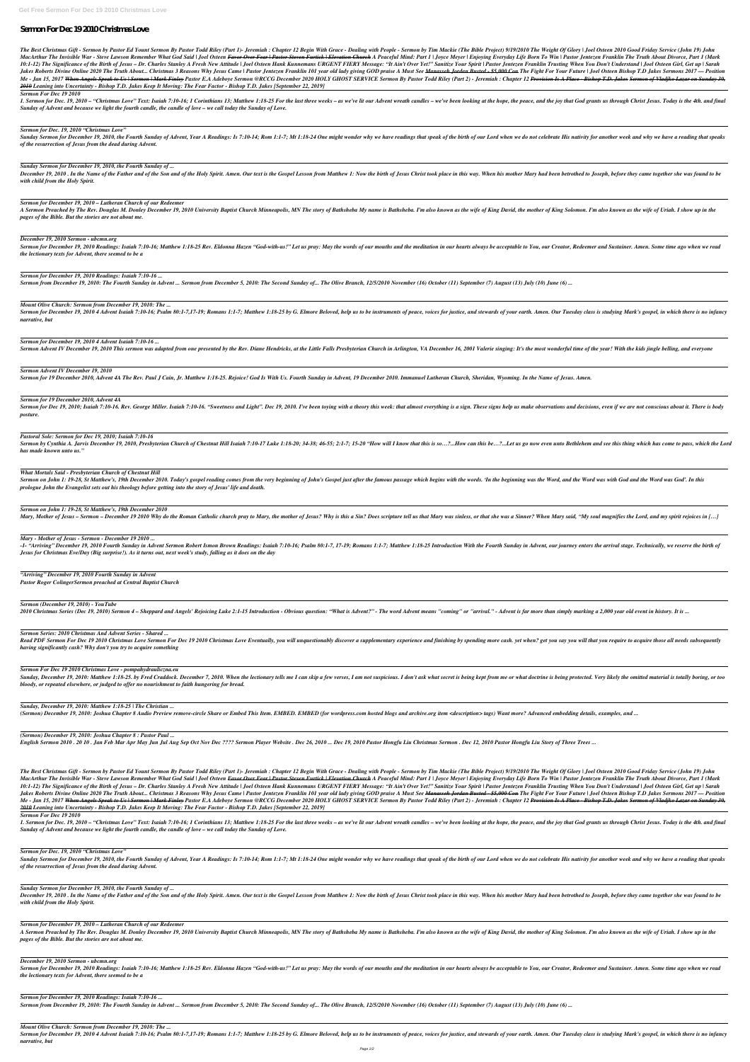# Sermon For Dec 19 2010 Christmas Love

*The Best Christmas Gift - Sermon by Pastor Ed Young Sermon By Pastor Todd Riley (Part 1)- Jeremiah : Chapter 12 Begin With Grace - Dealing with People - Sermon by Tim Mackie (The Bible Project) 9/19/2010 The Weight Of Glory | Joel Osteen 2010 Good Friday Service (John 19) John MacArthur The Invisible War - Steve Lawson Remember What God Said | Joel Osteen ~~Favor Over Fear | Pastor Steven Furtick | Elevation Church~~ A Peaceful Mind: Part 1 | Joyce Meyer | Enjoying Everyday Life Born To Win | Pastor Jentezen Franklin The Truth About Divorce, Part 1 (Mark 10:1-12) The Significance of the Birth of Jesus – Dr. Charles Stanley A Fresh New Attitude | Joel Osteen Hank Kunnemans URGENT FIERY Message: "It Ain't Over Yet!" Sanitize Your Spirit | Pastor Jentezen Franklin Trusting When You Don't Understand | Joel Osteen Girl, Get up | Sarah Jakes Roberts Divine Online 2020 The Truth About... Christmas 3 Reasons Why Jesus Came | Pastor Jentezen Franklin 101 year old lady giving GOD praise A Must See ~~Manasseh Jordan Busted - \$5,000 Con~~ The Fight For Your Future | Joel Osteen Bishop T.D Jakes Sermons 2017 — Position Me - Jan 15, 2017 ~~When Angels Speak to Us | Sermon | Mark Finley~~ Pastor E.A Adeboye Sermon @RCCG December 2020 HOLY GHOST SERVICE Sermon By Pastor Todd Riley (Part 2) - Jeremiah : Chapter 12 ~~Provision Is A Place - Bishop T.D. Jakes Sermon of Vladjko Lazar on Sunday 20, 2010~~ Leaning into Uncertainty - Bishop T.D. Jakes Keep It Moving: The Fear Factor - Bishop T.D. Jakes [September 22, 2019]*

*Sermon For Dec 19 2010*

*1. Sermon for Dec. 19, 2010 – "Christmas Love" Text: Isaiah 7:10-16; 1 Corinthians 13; Matthew 1:18-25 For the last three weeks – as we've lit our Advent wreath candles – we've been looking at the hope, the peace, and the joy that God grants us through Christ Jesus. Today is the 4th. and final Sunday of Advent and because we light the fourth candle, the candle of love – we call today the Sunday of Love.*

*Sermon for Dec. 19, 2010 "Christmas Love"*

*Sunday Sermon for December 19, 2010, the Fourth Sunday of Advent, Year A Readings: Is 7:10-14; Rom 1:1-7; Mt 1:18-24 One might wonder why we have readings that speak of the birth of our Lord when we do not celebrate His nativity for another week and why we have a reading that speaks of the resurrection of Jesus from the dead during Advent.*

*Sunday Sermon for December 19, 2010, the Fourth Sunday of ...*

*December 19, 2010 . In the Name of the Father and of the Son and of the Holy Spirit. Amen. Our text is the Gospel Lesson from Matthew 1: Now the birth of Jesus Christ took place in this way. When his mother Mary had been betrothed to Joseph, before they came together she was found to be with child from the Holy Spirit.*

*Sermon for December 19, 2010 – Lutheran Church of our Redeemer*

*A Sermon Preached by The Rev. Douglas M. Donley December 19, 2010 University Baptist Church Minneapolis, MN The story of Bathsheba My name is Bathsheba. I'm also known as the wife of King David, the mother of King Solomon. I'm also known as the wife of Uriah. I show up in the pages of the Bible. But the stories are not about me.*

*December 19, 2010 Sermon - ubcmn.org*

*Sermon for December 19, 2010 Readings: Isaiah 7:10-16; Matthew 1:18-25 Rev. Eldonna Hazen "God-with-us!" Let us pray: May the words of our mouths and the meditation in our hearts always be acceptable to You, our Creator, Redeemer and Sustainer. Amen. Some time ago when we read the lectionary texts for Advent, there seemed to be a*

*Sermon for December 19, 2010 Readings: Isaiah 7:10-16 ...*

*Sermon from December 19, 2010: The Fourth Sunday in Advent ... Sermon from December 5, 2010: The Second Sunday of... The Olive Branch, 12/5/2010 November (16) October (11) September (7) August (13) July (10) June (6) ...*

*Mount Olive Church: Sermon from December 19, 2010: The ...*

*Sermon for December 19, 2010 4 Advent Isaiah 7:10-16; Psalm 80:1-7,17-19; Romans 1:1-7; Matthew 1:18-25 by G. Elmore Beloved, help us to be instruments of peace, voices for justice, and stewards of your earth. Amen. Our Tuesday class is studying Mark's gospel, in which there is no infancy narrative, but*

*Sermon for December 19, 2010 4 Advent Isaiah 7:10-16 ...*

*Sermon Advent IV December 19, 2010 This sermon was adapted from one presented by the Rev. Diane Hendricks, at the Little Falls Presbyterian Church in Arlington, VA December 16, 2001 Valerie singing: It's the most wonderful time of the year! With the kids jingle belling, and everyone*

*Sermon Advent IV December 19, 2010*

*Sermon for 19 December 2010, Advent 4A The Rev. Paul J Cain, Jr. Matthew 1:18-25. Rejoice! God Is With Us. Fourth Sunday in Advent, 19 December 2010. Immanuel Lutheran Church, Sheridan, Wyoming. In the Name of Jesus. Amen.*

*Sermon for 19 December 2010, Advent 4A*

*Sermon for Dec 19, 2010; Isaiah 7:10-16. Rev. George Miller. Isaiah 7:10-16. "Sweetness and Light". Dec 19, 2010. I've been toying with a theory this week: that almost everything is a sign. These signs help us make observations and decisions, even if we are not conscious about it. There is body posture.*

*Pastoral Sole: Sermon for Dec 19, 2010; Isaiah 7:10-16*

*Sermon by Cynthia A. Jarvis December 19, 2010, Presbyterian Church of Chestnut Hill Isaiah 7:10-17 Luke 1:18-20; 34-38; 46-55; 2:1-7; 15-20 "How will I know that this is so…?...How can this be…?...Let us go now even unto Bethlehem and see this thing which has come to pass, which the Lord has made known unto us."*

*What Mortals Said - Presbyterian Church of Chestnut Hill*

*Sermon on John 1: 19-28, St Matthew's, 19th December 2010. Today's gospel reading comes from the very beginning of John's Gospel just after the famous passage which begins with the words. 'In the beginning was the Word, and the Word was with God and the Word was God'. In this prologue John the Evangelist sets out his theology before getting into the story of Jesus' life and death.*

*Sermon on John 1: 19-28, St Matthew's, 19th December 2010*

*Mary, Mother of Jesus – Sermon – December 19 2010 Why do the Roman Catholic church pray to Mary, the mother of Jesus? Why is this a Sin? Does scripture tell us that Mary was sinless, or that she was a Sinner? When Mary said, "My soul magnifies the Lord, and my spirit rejoices in […]*

*Mary - Mother of Jesus - Sermon - December 19 2010 ...*

*-1- "Arriving" December 19, 2010 Fourth Sunday in Advent Sermon Robert Ismon Brown Readings: Isaiah 7:10-16; Psalm 80:1-7, 17-19; Romans 1:1-7; Matthew 1:18-25 Introduction With the Fourth Sunday in Advent, our journey enters the arrival stage. Technically, we reserve the birth of Jesus for Christmas Eve/Day (Big surprise!). As it turns out, next week's study, falling as it does on the day*

*"Arriving" December 19, 2010 Fourth Sunday in Advent*

*Pastor Roger ColingerSermon preached at Central Baptist Church*

*Sermon (December 19, 2010) - YouTube*

*2010 Christmas Series (Dec 19, 2010) Sermon 4 – Sheppard and Angels' Rejoicing Luke 2:1-15 Introduction - Obvious question: "What is Advent?" - The word Advent means "coming" or "arrival." - Advent is far more than simply marking a 2,000 year old event in history. It is ...*

*Sermon Series: 2010 Christmas And Advent Series - Shared ...*

*Read PDF Sermon For Dec 19 2010 Christmas Love Sermon For Dec 19 2010 Christmas Love Eventually, you will unquestionably discover a supplementary experience and finishing by spending more cash. yet when? get you say you will that you require to acquire those all needs subsequently having significantly cash? Why don't you try to acquire something*

*Sermon For Dec 19 2010 Christmas Love - pompahydrauliczna.eu*

*Sunday, December 19, 2010: Matthew 1:18-25. by Fred Craddock. December 7, 2010. When the lectionary tells me I can skip a few verses, I am not suspicious. I don't ask what secret is being kept from me or what doctrine is being protected. Very likely the omitted material is totally boring, or too bloody, or repeated elsewhere, or judged to offer no nourishment to faith hungering for bread.*

*Sunday, December 19, 2010: Matthew 1:18-25 | The Christian ...*

*(Sermon) December 19, 2010: Joshua Chapter 8 Audio Preview remove-circle Share or Embed This Item. EMBED. EMBED (for wordpress.com hosted blogs and archive.org item <description> tags) Want more? Advanced embedding details, examples, and ...*

*(Sermon) December 19, 2010: Joshua Chapter 8 : Pastor Paul ...*

*English Sermon 2010 . 20 10 . Jan Feb Mar Apr May Jun Jul Aug Sep Oct Nov Dec ???? Sermon Player Website . Dec 26, 2010 ... Dec 19, 2010 Pastor Hongfu Liu Christmas Sermon . Dec 12, 2010 Pastor Hongfu Liu Story of Three Trees ...*

*The Best Christmas Gift - Sermon by Pastor Ed Young Sermon By Pastor Todd Riley (Part 1)- Jeremiah : Chapter 12 Begin With Grace - Dealing with People - Sermon by Tim Mackie (The Bible Project) 9/19/2010 The Weight Of Glory | Joel Osteen 2010 Good Friday Service (John 19) John MacArthur The Invisible War - Steve Lawson Remember What God Said | Joel Osteen ~~Favor Over Fear | Pastor Steven Furtick | Elevation Church~~ A Peaceful Mind: Part 1 | Joyce Meyer | Enjoying Everyday Life Born To Win | Pastor Jentezen Franklin The Truth About Divorce, Part 1 (Mark 10:1-12) The Significance of the Birth of Jesus – Dr. Charles Stanley A Fresh New Attitude | Joel Osteen Hank Kunnemans URGENT FIERY Message: "It Ain't Over Yet!" Sanitize Your Spirit | Pastor Jentezen Franklin Trusting When You Don't Understand | Joel Osteen Girl, Get up | Sarah Jakes Roberts Divine Online 2020 The Truth About... Christmas 3 Reasons Why Jesus Came | Pastor Jentezen Franklin 101 year old lady giving GOD praise A Must See ~~Manasseh Jordan Busted - \$5,000 Con~~ The Fight For Your Future | Joel Osteen Bishop T.D Jakes Sermons 2017 — Position Me - Jan 15, 2017 ~~When Angels Speak to Us | Sermon | Mark Finley~~ Pastor E.A Adeboye Sermon @RCCG December 2020 HOLY GHOST SERVICE Sermon By Pastor Todd Riley (Part 2) - Jeremiah : Chapter 12 ~~Provision Is A Place - Bishop T.D. Jakes Sermon of Vladjko Lazar on Sunday 20, 2010~~ Leaning into Uncertainty - Bishop T.D. Jakes Keep It Moving: The Fear Factor - Bishop T.D. Jakes [September 22, 2019]*

*Sermon For Dec 19 2010*

*1. Sermon for Dec. 19, 2010 – "Christmas Love" Text: Isaiah 7:10-16; 1 Corinthians 13; Matthew 1:18-25 For the last three weeks – as we've lit our Advent wreath candles – we've been looking at the hope, the peace, and the joy that God grants us through Christ Jesus. Today is the 4th. and final Sunday of Advent and because we light the fourth candle, the candle of love – we call today the Sunday of Love.*

*Sermon for Dec. 19, 2010 "Christmas Love"*

*Sunday Sermon for December 19, 2010, the Fourth Sunday of Advent, Year A Readings: Is 7:10-14; Rom 1:1-7; Mt 1:18-24 One might wonder why we have readings that speak of the birth of our Lord when we do not celebrate His nativity for another week and why we have a reading that speaks of the resurrection of Jesus from the dead during Advent.*

*Sunday Sermon for December 19, 2010, the Fourth Sunday of ...*

*December 19, 2010 . In the Name of the Father and of the Son and of the Holy Spirit. Amen. Our text is the Gospel Lesson from Matthew 1: Now the birth of Jesus Christ took place in this way. When his mother Mary had been betrothed to Joseph, before they came together she was found to be with child from the Holy Spirit.*

*Sermon for December 19, 2010 – Lutheran Church of our Redeemer*

*A Sermon Preached by The Rev. Douglas M. Donley December 19, 2010 University Baptist Church Minneapolis, MN The story of Bathsheba My name is Bathsheba. I'm also known as the wife of King David, the mother of King Solomon. I'm also known as the wife of Uriah. I show up in the pages of the Bible. But the stories are not about me.*

*December 19, 2010 Sermon - ubcmn.org*

*Sermon for December 19, 2010 Readings: Isaiah 7:10-16; Matthew 1:18-25 Rev. Eldonna Hazen "God-with-us!" Let us pray: May the words of our mouths and the meditation in our hearts always be acceptable to You, our Creator, Redeemer and Sustainer. Amen. Some time ago when we read the lectionary texts for Advent, there seemed to be a*

*Sermon for December 19, 2010 Readings: Isaiah 7:10-16 ...*

*Sermon from December 19, 2010: The Fourth Sunday in Advent ... Sermon from December 5, 2010: The Second Sunday of... The Olive Branch, 12/5/2010 November (16) October (11) September (7) August (13) July (10) June (6) ...*

*Mount Olive Church: Sermon from December 19, 2010: The ...*

*Sermon for December 19, 2010 4 Advent Isaiah 7:10-16; Psalm 80:1-7,17-19; Romans 1:1-7; Matthew 1:18-25 by G. Elmore Beloved, help us to be instruments of peace, voices for justice, and stewards of your earth. Amen. Our Tuesday class is studying Mark's gospel, in which there is no infancy narrative, but*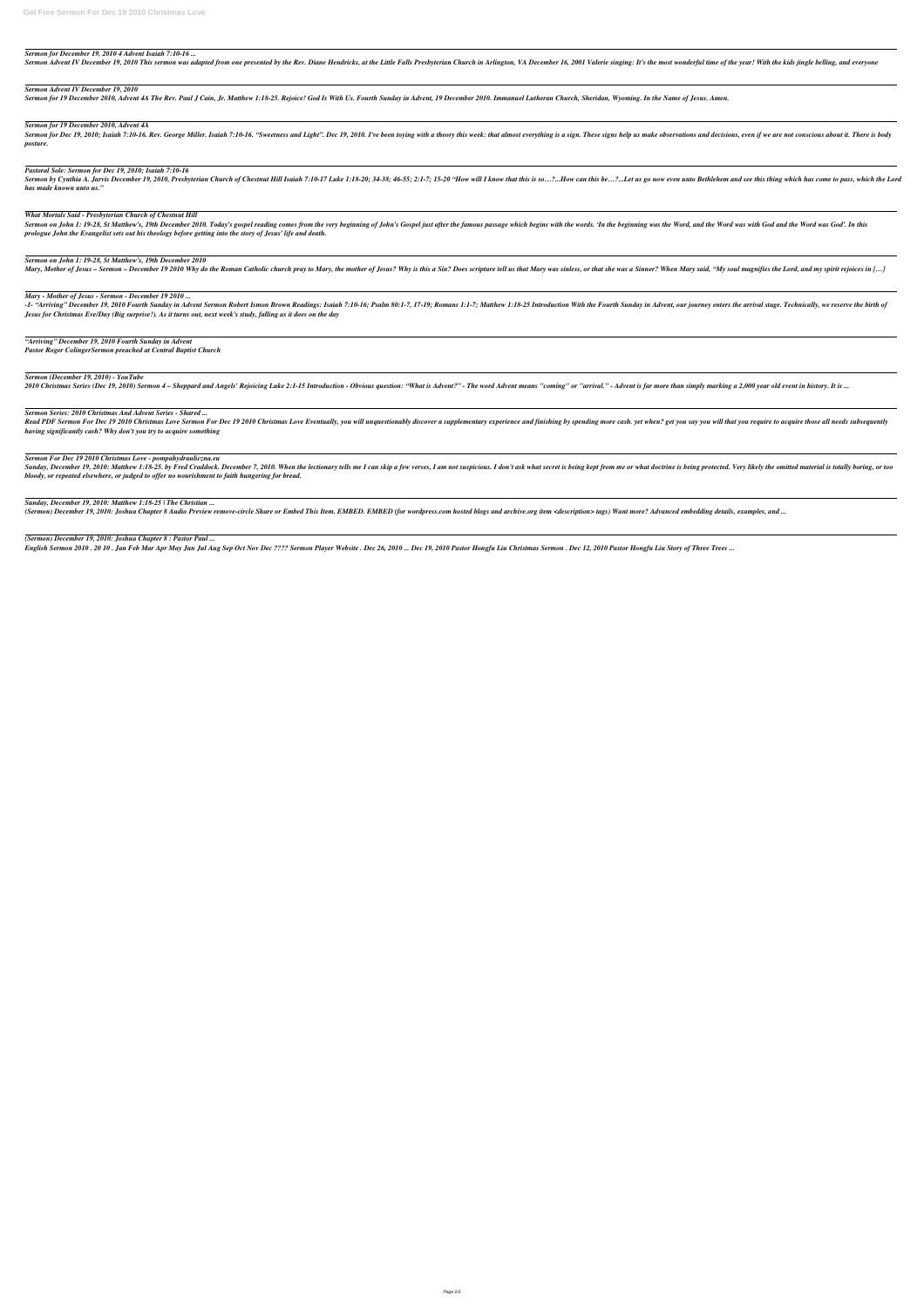### *Sermon for December 19, 2010 4 Advent Isaiah 7:10-16 ...*

*Sermon Advent IV December 19, 2010 This sermon was adapted from one presented by the Rev. Diane Hendricks, at the Little Falls Presbyterian Church in Arlington, VA December 16, 2001 Valerie singing: It's the most wonderful time of the year! With the kids jingle belling, and everyone*

### *Sermon Advent IV December 19, 2010*

*Sermon for 19 December 2010, Advent 4A The Rev. Paul J Cain, Jr. Matthew 1:18-25. Rejoice! God Is With Us. Fourth Sunday in Advent, 19 December 2010. Immanuel Lutheran Church, Sheridan, Wyoming. In the Name of Jesus. Amen.*

### *Sermon for 19 December 2010, Advent 4A*

*Sermon for Dec 19, 2010; Isaiah 7:10-16. Rev. George Miller. Isaiah 7:10-16. "Sweetness and Light". Dec 19, 2010. I've been toying with a theory this week: that almost everything is a sign. These signs help us make observations and decisions, even if we are not conscious about it. There is body posture.*

### *Pastoral Sole: Sermon for Dec 19, 2010; Isaiah 7:10-16*

*Sermon by Cynthia A. Jarvis December 19, 2010, Presbyterian Church of Chestnut Hill Isaiah 7:10-17 Luke 1:18-20; 34-38; 46-55; 2:1-7; 15-20 "How will I know that this is so…?...How can this be…?...Let us go now even unto Bethlehem and see this thing which has come to pass, which the Lord has made known unto us."*

### *What Mortals Said - Presbyterian Church of Chestnut Hill*

*Sermon on John 1: 19-28, St Matthew's, 19th December 2010. Today's gospel reading comes from the very beginning of John's Gospel just after the famous passage which begins with the words. 'In the beginning was the Word, and the Word was with God and the Word was God'. In this prologue John the Evangelist sets out his theology before getting into the story of Jesus' life and death.*

### *Sermon on John 1: 19-28, St Matthew's, 19th December 2010*

*Mary, Mother of Jesus – Sermon – December 19 2010 Why do the Roman Catholic church pray to Mary, the mother of Jesus? Why is this a Sin? Does scripture tell us that Mary was sinless, or that she was a Sinner? When Mary said, "My soul magnifies the Lord, and my spirit rejoices in […]*

### *Mary - Mother of Jesus - Sermon - December 19 2010 ...*

*-1- "Arriving" December 19, 2010 Fourth Sunday in Advent Sermon Robert Ismon Brown Readings: Isaiah 7:10-16; Psalm 80:1-7, 17-19; Romans 1:1-7; Matthew 1:18-25 Introduction With the Fourth Sunday in Advent, our journey enters the arrival stage. Technically, we reserve the birth of Jesus for Christmas Eve/Day (Big surprise!). As it turns out, next week's study, falling as it does on the day*

### *"Arriving" December 19, 2010 Fourth Sunday in Advent*

*Pastor Roger ColingerSermon preached at Central Baptist Church*

### *Sermon (December 19, 2010) - YouTube*

*2010 Christmas Series (Dec 19, 2010) Sermon 4 – Sheppard and Angels' Rejoicing Luke 2:1-15 Introduction - Obvious question: "What is Advent?" - The word Advent means "coming" or "arrival." - Advent is far more than simply marking a 2,000 year old event in history. It is ...*

### *Sermon Series: 2010 Christmas And Advent Series - Shared ...*

*Read PDF Sermon For Dec 19 2010 Christmas Love Sermon For Dec 19 2010 Christmas Love Eventually, you will unquestionably discover a supplementary experience and finishing by spending more cash. yet when? get you say you will that you require to acquire those all needs subsequently having significantly cash? Why don't you try to acquire something*

### *Sermon For Dec 19 2010 Christmas Love - pompahydrauliczna.eu*

*Sunday, December 19, 2010: Matthew 1:18-25. by Fred Craddock. December 7, 2010. When the lectionary tells me I can skip a few verses, I am not suspicious. I don't ask what secret is being kept from me or what doctrine is being protected. Very likely the omitted material is totally boring, or too bloody, or repeated elsewhere, or judged to offer no nourishment to faith hungering for bread.*

### *Sunday, December 19, 2010: Matthew 1:18-25 | The Christian ...*

*(Sermon) December 19, 2010: Joshua Chapter 8 Audio Preview remove-circle Share or Embed This Item. EMBED. EMBED (for wordpress.com hosted blogs and archive.org item <description> tags) Want more? Advanced embedding details, examples, and ...*

### *(Sermon) December 19, 2010: Joshua Chapter 8 : Pastor Paul ...*

*English Sermon 2010 . 20 10 . Jan Feb Mar Apr May Jun Jul Aug Sep Oct Nov Dec ???? Sermon Player Website . Dec 26, 2010 ... Dec 19, 2010 Pastor Hongfu Liu Christmas Sermon . Dec 12, 2010 Pastor Hongfu Liu Story of Three Trees ...*